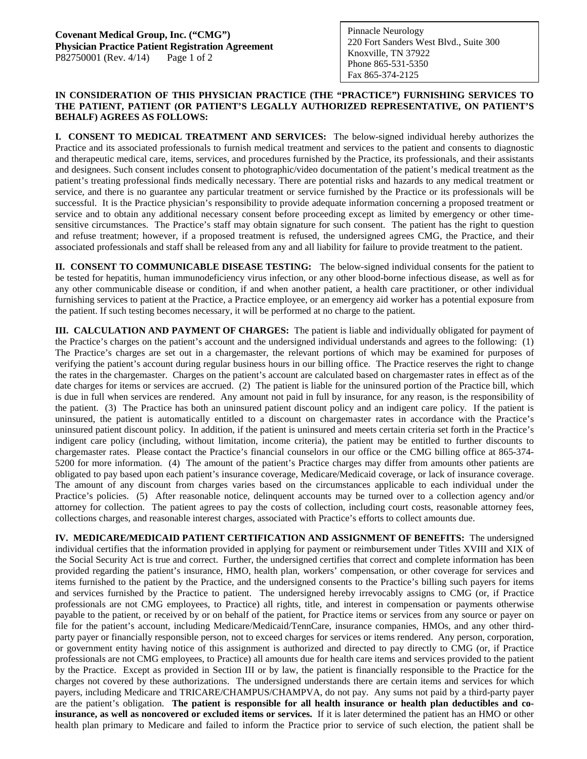**Covenant Medical Group, Inc. ("CMG")**
**Physician Practice Patient Registration Agreement**
P82750001 (Rev. 4/14)

Pinnacle Neurology
220 Fort Sanders West Blvd., Suite 300
Knoxville, TN 37922
Phone 865-531-5350
Fax 865-374-2125

**IN CONSIDERATION OF THIS PHYSICIAN PRACTICE (THE "PRACTICE") FURNISHING SERVICES TO THE PATIENT, PATIENT (OR PATIENT'S LEGALLY AUTHORIZED REPRESENTATIVE, ON PATIENT'S BEHALF) AGREES AS FOLLOWS:**

**I. CONSENT TO MEDICAL TREATMENT AND SERVICES:** The below-signed individual hereby authorizes the Practice and its associated professionals to furnish medical treatment and services to the patient and consents to diagnostic and therapeutic medical care, items, services, and procedures furnished by the Practice, its professionals, and their assistants and designees. Such consent includes consent to photographic/video documentation of the patient's medical treatment as the patient's treating professional finds medically necessary. There are potential risks and hazards to any medical treatment or service, and there is no guarantee any particular treatment or service furnished by the Practice or its professionals will be successful. It is the Practice physician's responsibility to provide adequate information concerning a proposed treatment or service and to obtain any additional necessary consent before proceeding except as limited by emergency or other time-sensitive circumstances. The Practice's staff may obtain signature for such consent. The patient has the right to question and refuse treatment; however, if a proposed treatment is refused, the undersigned agrees CMG, the Practice, and their associated professionals and staff shall be released from any and all liability for failure to provide treatment to the patient.

**II. CONSENT TO COMMUNICABLE DISEASE TESTING:** The below-signed individual consents for the patient to be tested for hepatitis, human immunodeficiency virus infection, or any other blood-borne infectious disease, as well as for any other communicable disease or condition, if and when another patient, a health care practitioner, or other individual furnishing services to patient at the Practice, a Practice employee, or an emergency aid worker has a potential exposure from the patient. If such testing becomes necessary, it will be performed at no charge to the patient.

**III. CALCULATION AND PAYMENT OF CHARGES:** The patient is liable and individually obligated for payment of the Practice's charges on the patient's account and the undersigned individual understands and agrees to the following: (1) The Practice's charges are set out in a chargemaster, the relevant portions of which may be examined for purposes of verifying the patient's account during regular business hours in our billing office. The Practice reserves the right to change the rates in the chargemaster. Charges on the patient's account are calculated based on chargemaster rates in effect as of the date charges for items or services are accrued. (2) The patient is liable for the uninsured portion of the Practice bill, which is due in full when services are rendered. Any amount not paid in full by insurance, for any reason, is the responsibility of the patient. (3) The Practice has both an uninsured patient discount policy and an indigent care policy. If the patient is uninsured, the patient is automatically entitled to a discount on chargemaster rates in accordance with the Practice's uninsured patient discount policy. In addition, if the patient is uninsured and meets certain criteria set forth in the Practice's indigent care policy (including, without limitation, income criteria), the patient may be entitled to further discounts to chargemaster rates. Please contact the Practice's financial counselors in our office or the CMG billing office at 865-374-5200 for more information. (4) The amount of the patient's Practice charges may differ from amounts other patients are obligated to pay based upon each patient's insurance coverage, Medicare/Medicaid coverage, or lack of insurance coverage. The amount of any discount from charges varies based on the circumstances applicable to each individual under the Practice's policies. (5) After reasonable notice, delinquent accounts may be turned over to a collection agency and/or attorney for collection. The patient agrees to pay the costs of collection, including court costs, reasonable attorney fees, collections charges, and reasonable interest charges, associated with Practice's efforts to collect amounts due.

**IV. MEDICARE/MEDICAID PATIENT CERTIFICATION AND ASSIGNMENT OF BENEFITS:** The undersigned individual certifies that the information provided in applying for payment or reimbursement under Titles XVIII and XIX of the Social Security Act is true and correct. Further, the undersigned certifies that correct and complete information has been provided regarding the patient's insurance, HMO, health plan, workers' compensation, or other coverage for services and items furnished to the patient by the Practice, and the undersigned consents to the Practice's billing such payers for items and services furnished by the Practice to patient. The undersigned hereby irrevocably assigns to CMG (or, if Practice professionals are not CMG employees, to Practice) all rights, title, and interest in compensation or payments otherwise payable to the patient, or received by or on behalf of the patient, for Practice items or services from any source or payer on file for the patient's account, including Medicare/Medicaid/TennCare, insurance companies, HMOs, and any other third-party payer or financially responsible person, not to exceed charges for services or items rendered. Any person, corporation, or government entity having notice of this assignment is authorized and directed to pay directly to CMG (or, if Practice professionals are not CMG employees, to Practice) all amounts due for health care items and services provided to the patient by the Practice. Except as provided in Section III or by law, the patient is financially responsible to the Practice for the charges not covered by these authorizations. The undersigned understands there are certain items and services for which payers, including Medicare and TRICARE/CHAMPUS/CHAMPVA, do not pay. Any sums not paid by a third-party payer are the patient's obligation. **The patient is responsible for all health insurance or health plan deductibles and co-insurance, as well as noncovered or excluded items or services.** If it is later determined the patient has an HMO or other health plan primary to Medicare and failed to inform the Practice prior to service of such election, the patient shall be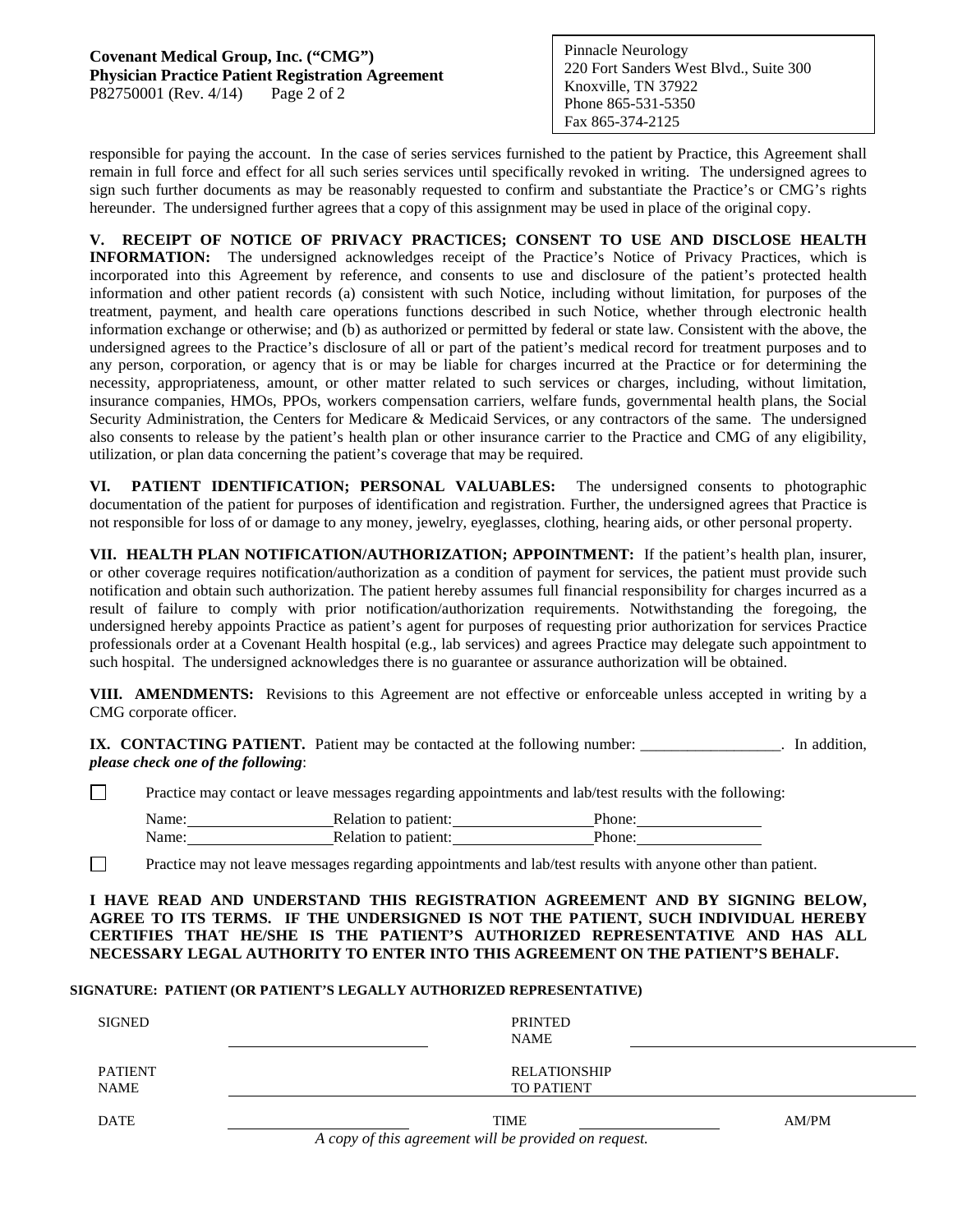**Covenant Medical Group, Inc. ("CMG")**
**Physician Practice Patient Registration Agreement**
P82750001 (Rev. 4/14)

Pinnacle Neurology
220 Fort Sanders West Blvd., Suite 300
Knoxville, TN 37922
Phone 865-531-5350
Fax 865-374-2125

responsible for paying the account. In the case of series services furnished to the patient by Practice, this Agreement shall remain in full force and effect for all such series services until specifically revoked in writing. The undersigned agrees to sign such further documents as may be reasonably requested to confirm and substantiate the Practice's or CMG's rights hereunder. The undersigned further agrees that a copy of this assignment may be used in place of the original copy.

**V. RECEIPT OF NOTICE OF PRIVACY PRACTICES; CONSENT TO USE AND DISCLOSE HEALTH INFORMATION:** The undersigned acknowledges receipt of the Practice's Notice of Privacy Practices, which is incorporated into this Agreement by reference, and consents to use and disclosure of the patient's protected health information and other patient records (a) consistent with such Notice, including without limitation, for purposes of the treatment, payment, and health care operations functions described in such Notice, whether through electronic health information exchange or otherwise; and (b) as authorized or permitted by federal or state law. Consistent with the above, the undersigned agrees to the Practice's disclosure of all or part of the patient's medical record for treatment purposes and to any person, corporation, or agency that is or may be liable for charges incurred at the Practice or for determining the necessity, appropriateness, amount, or other matter related to such services or charges, including, without limitation, insurance companies, HMOs, PPOs, workers compensation carriers, welfare funds, governmental health plans, the Social Security Administration, the Centers for Medicare & Medicaid Services, or any contractors of the same. The undersigned also consents to release by the patient's health plan or other insurance carrier to the Practice and CMG of any eligibility, utilization, or plan data concerning the patient's coverage that may be required.

**VI. PATIENT IDENTIFICATION; PERSONAL VALUABLES:** The undersigned consents to photographic documentation of the patient for purposes of identification and registration. Further, the undersigned agrees that Practice is not responsible for loss of or damage to any money, jewelry, eyeglasses, clothing, hearing aids, or other personal property.

**VII. HEALTH PLAN NOTIFICATION/AUTHORIZATION; APPOINTMENT:** If the patient's health plan, insurer, or other coverage requires notification/authorization as a condition of payment for services, the patient must provide such notification and obtain such authorization. The patient hereby assumes full financial responsibility for charges incurred as a result of failure to comply with prior notification/authorization requirements. Notwithstanding the foregoing, the undersigned hereby appoints Practice as patient's agent for purposes of requesting prior authorization for services Practice professionals order at a Covenant Health hospital (e.g., lab services) and agrees Practice may delegate such appointment to such hospital. The undersigned acknowledges there is no guarantee or assurance authorization will be obtained.

**VIII. AMENDMENTS:** Revisions to this Agreement are not effective or enforceable unless accepted in writing by a CMG corporate officer.

**IX. CONTACTING PATIENT.** Patient may be contacted at the following number: __________________. In addition, ***please check one of the following***:

☐ Practice may contact or leave messages regarding appointments and lab/test results with the following:

Name: __________________ Relation to patient: __________________ Phone: ________________
Name: __________________ Relation to patient: __________________ Phone: ________________

☐ Practice may not leave messages regarding appointments and lab/test results with anyone other than patient.

**I HAVE READ AND UNDERSTAND THIS REGISTRATION AGREEMENT AND BY SIGNING BELOW, AGREE TO ITS TERMS. IF THE UNDERSIGNED IS NOT THE PATIENT, SUCH INDIVIDUAL HEREBY CERTIFIES THAT HE/SHE IS THE PATIENT'S AUTHORIZED REPRESENTATIVE AND HAS ALL NECESSARY LEGAL AUTHORITY TO ENTER INTO THIS AGREEMENT ON THE PATIENT'S BEHALF.**

**SIGNATURE: PATIENT (OR PATIENT'S LEGALLY AUTHORIZED REPRESENTATIVE)**

SIGNED __________________________ PRINTED NAME __________________________

PATIENT NAME __________________________ RELATIONSHIP TO PATIENT __________________________

DATE ________________________ TIME ________________ AM/PM

*A copy of this agreement will be provided on request.*